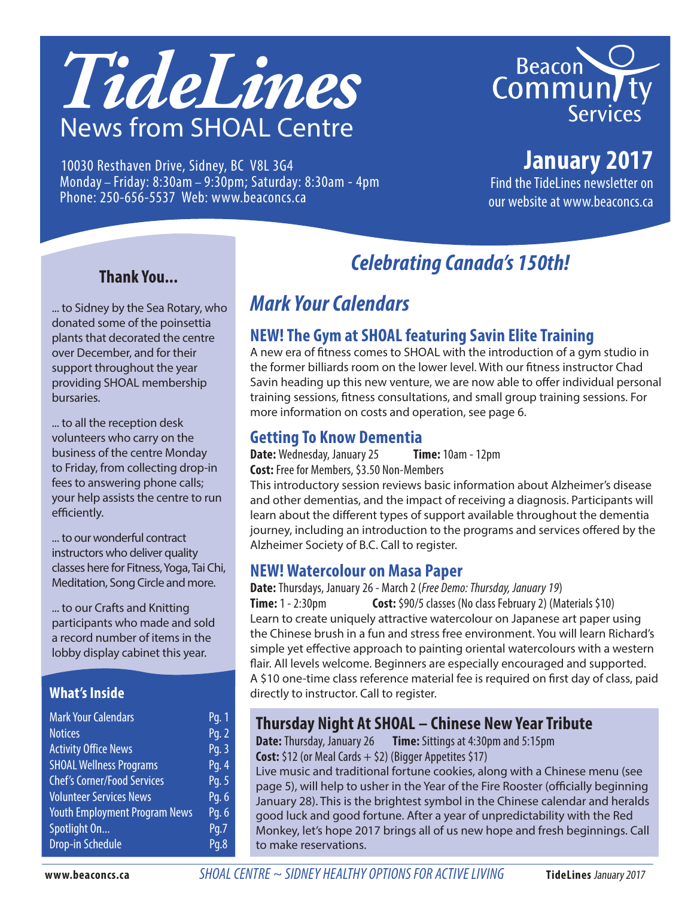# *TideLines*

## News from SHOAL Centre

10030 Resthaven Drive, Sidney, BC V8L 3G4
Monday – Friday: 8:30am – 9:30pm; Saturday: 8:30am - 4pm
Phone: 250-656-5537 Web: www.beaconcs.ca

Beacon Community Services

**January 2017**

Find the TideLines newsletter on our website at www.beaconcs.ca

### Thank You...

... to Sidney by the Sea Rotary, who donated some of the poinsettia plants that decorated the centre over December, and for their support throughout the year providing SHOAL membership bursaries.

... to all the reception desk volunteers who carry on the business of the centre Monday to Friday, from collecting drop-in fees to answering phone calls; your help assists the centre to run efficiently.

... to our wonderful contract instructors who deliver quality classes here for Fitness, Yoga, Tai Chi, Meditation, Song Circle and more.

... to our Crafts and Knitting participants who made and sold a record number of items in the lobby display cabinet this year.

### What's Inside

| | |
|---|---|
| Mark Your Calendars | Pg. 1 |
| Notices | Pg. 2 |
| Activity Office News | Pg. 3 |
| SHOAL Wellness Programs | Pg. 4 |
| Chef's Corner/Food Services | Pg. 5 |
| Volunteer Services News | Pg. 6 |
| Youth Employment Program News | Pg. 6 |
| Spotlight On... | Pg.7 |
| Drop-in Schedule | Pg.8 |

## *Celebrating Canada's 150th!*

## *Mark Your Calendars*

### NEW! The Gym at SHOAL featuring Savin Elite Training

A new era of fitness comes to SHOAL with the introduction of a gym studio in the former billiards room on the lower level. With our fitness instructor Chad Savin heading up this new venture, we are now able to offer individual personal training sessions, fitness consultations, and small group training sessions. For more information on costs and operation, see page 6.

### Getting To Know Dementia

**Date:** Wednesday, January 25 **Time:** 10am - 12pm
**Cost:** Free for Members, $3.50 Non-Members

This introductory session reviews basic information about Alzheimer's disease and other dementias, and the impact of receiving a diagnosis. Participants will learn about the different types of support available throughout the dementia journey, including an introduction to the programs and services offered by the Alzheimer Society of B.C. Call to register.

### NEW! Watercolour on Masa Paper

**Date:** Thursdays, January 26 - March 2 (*Free Demo: Thursday, January 19*)
**Time:** 1 - 2:30pm **Cost:** $90/5 classes (No class February 2) (Materials $10)

Learn to create uniquely attractive watercolour on Japanese art paper using the Chinese brush in a fun and stress free environment. You will learn Richard's simple yet effective approach to painting oriental watercolours with a western flair. All levels welcome. Beginners are especially encouraged and supported. A $10 one-time class reference material fee is required on first day of class, paid directly to instructor. Call to register.

### Thursday Night At SHOAL – Chinese New Year Tribute

**Date:** Thursday, January 26 **Time:** Sittings at 4:30pm and 5:15pm
**Cost:** $12 (or Meal Cards + $2) (Bigger Appetites $17)

Live music and traditional fortune cookies, along with a Chinese menu (see page 5), will help to usher in the Year of the Fire Rooster (officially beginning January 28). This is the brightest symbol in the Chinese calendar and heralds good luck and good fortune. After a year of unpredictability with the Red Monkey, let's hope 2017 brings all of us new hope and fresh beginnings. Call to make reservations.

www.beaconcs.ca *SHOAL CENTRE ~ SIDNEY HEALTHY OPTIONS FOR ACTIVE LIVING*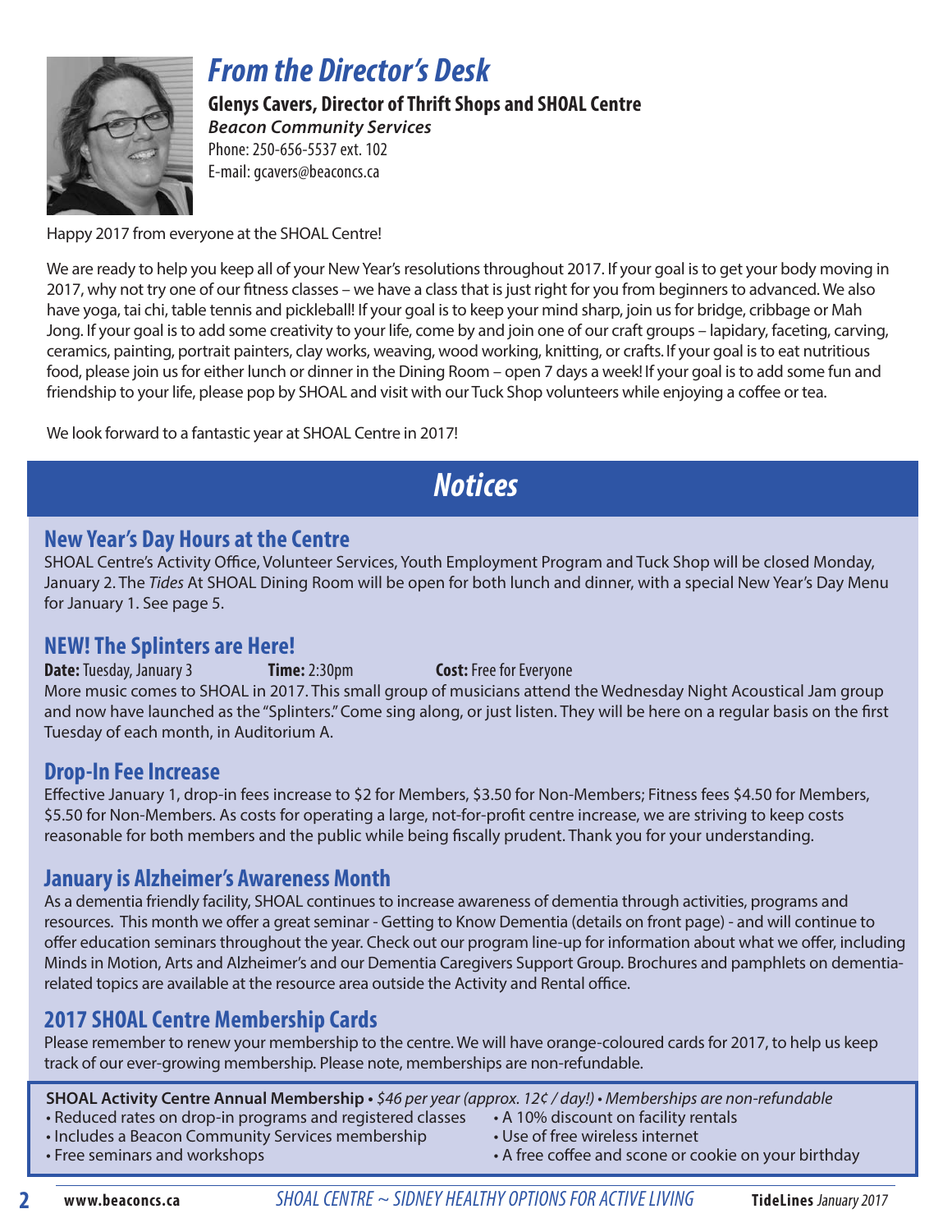# From the Director's Desk

**Glenys Cavers, Director of Thrift Shops and SHOAL Centre**
***Beacon Community Services***
Phone: 250-656-5537 ext. 102
E-mail: gcavers@beaconcs.ca

Happy 2017 from everyone at the SHOAL Centre!

We are ready to help you keep all of your New Year's resolutions throughout 2017. If your goal is to get your body moving in 2017, why not try one of our fitness classes – we have a class that is just right for you from beginners to advanced. We also have yoga, tai chi, table tennis and pickleball! If your goal is to keep your mind sharp, join us for bridge, cribbage or Mah Jong. If your goal is to add some creativity to your life, come by and join one of our craft groups – lapidary, faceting, carving, ceramics, painting, portrait painters, clay works, weaving, wood working, knitting, or crafts. If your goal is to eat nutritious food, please join us for either lunch or dinner in the Dining Room – open 7 days a week! If your goal is to add some fun and friendship to your life, please pop by SHOAL and visit with our Tuck Shop volunteers while enjoying a coffee or tea.

We look forward to a fantastic year at SHOAL Centre in 2017!

# Notices

## New Year's Day Hours at the Centre

SHOAL Centre's Activity Office, Volunteer Services, Youth Employment Program and Tuck Shop will be closed Monday, January 2. The *Tides* At SHOAL Dining Room will be open for both lunch and dinner, with a special New Year's Day Menu for January 1. See page 5.

## NEW! The Splinters are Here!

**Date:** Tuesday, January 3 **Time:** 2:30pm **Cost:** Free for Everyone

More music comes to SHOAL in 2017. This small group of musicians attend the Wednesday Night Acoustical Jam group and now have launched as the "Splinters." Come sing along, or just listen. They will be here on a regular basis on the first Tuesday of each month, in Auditorium A.

## Drop-In Fee Increase

Effective January 1, drop-in fees increase to $2 for Members, $3.50 for Non-Members; Fitness fees $4.50 for Members, $5.50 for Non-Members. As costs for operating a large, not-for-profit centre increase, we are striving to keep costs reasonable for both members and the public while being fiscally prudent. Thank you for your understanding.

## January is Alzheimer's Awareness Month

As a dementia friendly facility, SHOAL continues to increase awareness of dementia through activities, programs and resources. This month we offer a great seminar - Getting to Know Dementia (details on front page) - and will continue to offer education seminars throughout the year. Check out our program line-up for information about what we offer, including Minds in Motion, Arts and Alzheimer's and our Dementia Caregivers Support Group. Brochures and pamphlets on dementia-related topics are available at the resource area outside the Activity and Rental office.

## 2017 SHOAL Centre Membership Cards

Please remember to renew your membership to the centre. We will have orange-coloured cards for 2017, to help us keep track of our ever-growing membership. Please note, memberships are non-refundable.

**SHOAL Activity Centre Annual Membership** • *$46 per year (approx. 12¢ / day!)* • *Memberships are non-refundable*

- Reduced rates on drop-in programs and registered classes
- Includes a Beacon Community Services membership
- Free seminars and workshops
- A 10% discount on facility rentals
- Use of free wireless internet
- A free coffee and scone or cookie on your birthday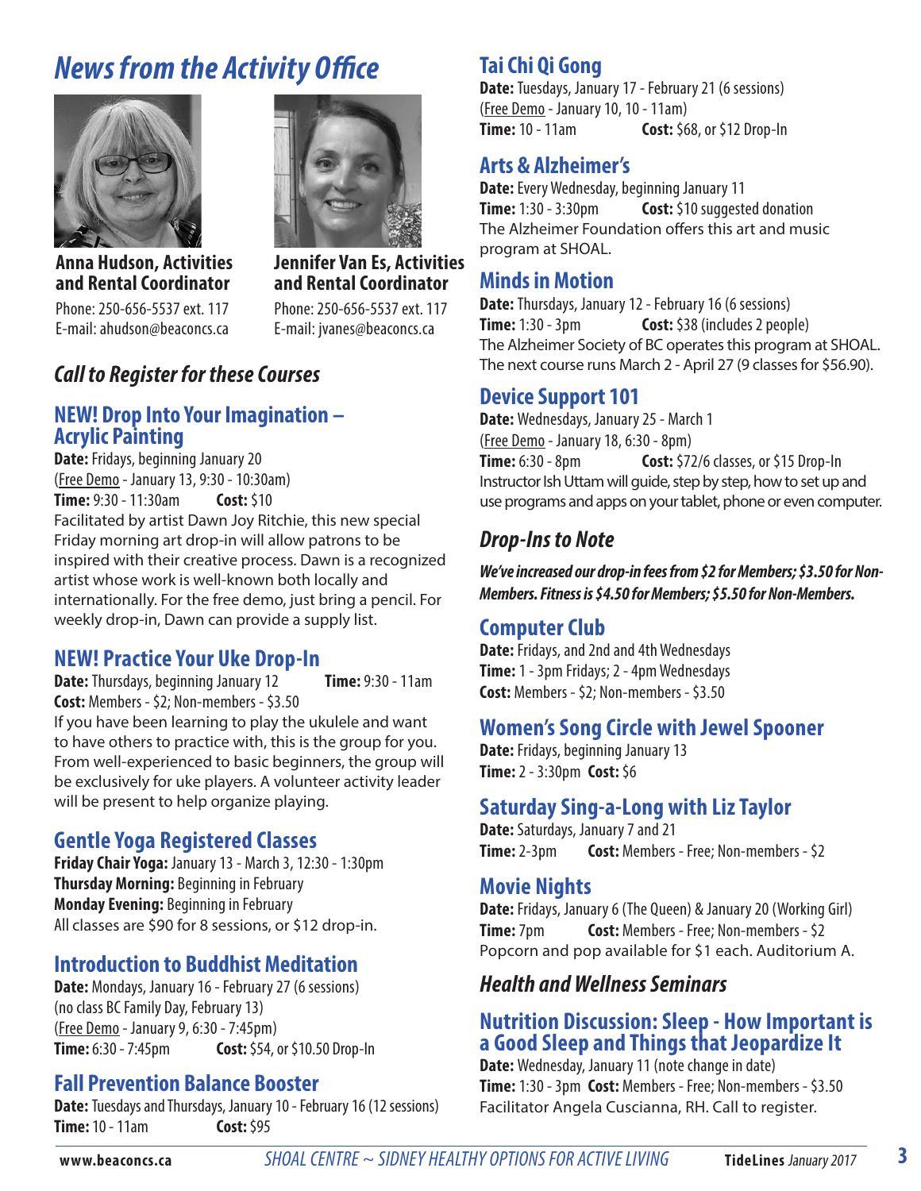# News from the Activity Office

**Anna Hudson, Activities and Rental Coordinator**
Phone: 250-656-5537 ext. 117
E-mail: ahudson@beaconcs.ca

**Jennifer Van Es, Activities and Rental Coordinator**
Phone: 250-656-5537 ext. 117
E-mail: jvanes@beaconcs.ca

## *Call to Register for these Courses*

### NEW! Drop Into Your Imagination – Acrylic Painting

**Date:** Fridays, beginning January 20
(Free Demo - January 13, 9:30 - 10:30am)
**Time:** 9:30 - 11:30am **Cost:** $10
Facilitated by artist Dawn Joy Ritchie, this new special Friday morning art drop-in will allow patrons to be inspired with their creative process. Dawn is a recognized artist whose work is well-known both locally and internationally. For the free demo, just bring a pencil. For weekly drop-in, Dawn can provide a supply list.

### NEW! Practice Your Uke Drop-In

**Date:** Thursdays, beginning January 12 **Time:** 9:30 - 11am
**Cost:** Members - $2; Non-members - $3.50
If you have been learning to play the ukulele and want to have others to practice with, this is the group for you. From well-experienced to basic beginners, the group will be exclusively for uke players. A volunteer activity leader will be present to help organize playing.

### Gentle Yoga Registered Classes

**Friday Chair Yoga:** January 13 - March 3, 12:30 - 1:30pm
**Thursday Morning:** Beginning in February
**Monday Evening:** Beginning in February
All classes are $90 for 8 sessions, or $12 drop-in.

### Introduction to Buddhist Meditation

**Date:** Mondays, January 16 - February 27 (6 sessions)
(no class BC Family Day, February 13)
(Free Demo - January 9, 6:30 - 7:45pm)
**Time:** 6:30 - 7:45pm **Cost:** $54, or $10.50 Drop-In

### Fall Prevention Balance Booster

**Date:** Tuesdays and Thursdays, January 10 - February 16 (12 sessions)
**Time:** 10 - 11am **Cost:** $95

### Tai Chi Qi Gong

**Date:** Tuesdays, January 17 - February 21 (6 sessions)
(Free Demo - January 10, 10 - 11am)
**Time:** 10 - 11am **Cost:** $68, or $12 Drop-In

### Arts & Alzheimer's

**Date:** Every Wednesday, beginning January 11
**Time:** 1:30 - 3:30pm **Cost:** $10 suggested donation
The Alzheimer Foundation offers this art and music program at SHOAL.

### Minds in Motion

**Date:** Thursdays, January 12 - February 16 (6 sessions)
**Time:** 1:30 - 3pm **Cost:** $38 (includes 2 people)
The Alzheimer Society of BC operates this program at SHOAL. The next course runs March 2 - April 27 (9 classes for $56.90).

### Device Support 101

**Date:** Wednesdays, January 25 - March 1
(Free Demo - January 18, 6:30 - 8pm)
**Time:** 6:30 - 8pm **Cost:** $72/6 classes, or $15 Drop-In
Instructor Ish Uttam will guide, step by step, how to set up and use programs and apps on your tablet, phone or even computer.

## *Drop-Ins to Note*

***We've increased our drop-in fees from $2 for Members; $3.50 for Non-Members. Fitness is $4.50 for Members; $5.50 for Non-Members.***

### Computer Club

**Date:** Fridays, and 2nd and 4th Wednesdays
**Time:** 1 - 3pm Fridays; 2 - 4pm Wednesdays
**Cost:** Members - $2; Non-members - $3.50

### Women's Song Circle with Jewel Spooner

**Date:** Fridays, beginning January 13
**Time:** 2 - 3:30pm **Cost:** $6

### Saturday Sing-a-Long with Liz Taylor

**Date:** Saturdays, January 7 and 21
**Time:** 2-3pm **Cost:** Members - Free; Non-members - $2

### Movie Nights

**Date:** Fridays, January 6 (The Queen) & January 20 (Working Girl)
**Time:** 7pm **Cost:** Members - Free; Non-members - $2
Popcorn and pop available for $1 each. Auditorium A.

## *Health and Wellness Seminars*

### Nutrition Discussion: Sleep - How Important is a Good Sleep and Things that Jeopardize It

**Date:** Wednesday, January 11 (note change in date)
**Time:** 1:30 - 3pm **Cost:** Members - Free; Non-members - $3.50
Facilitator Angela Cuscianna, RH. Call to register.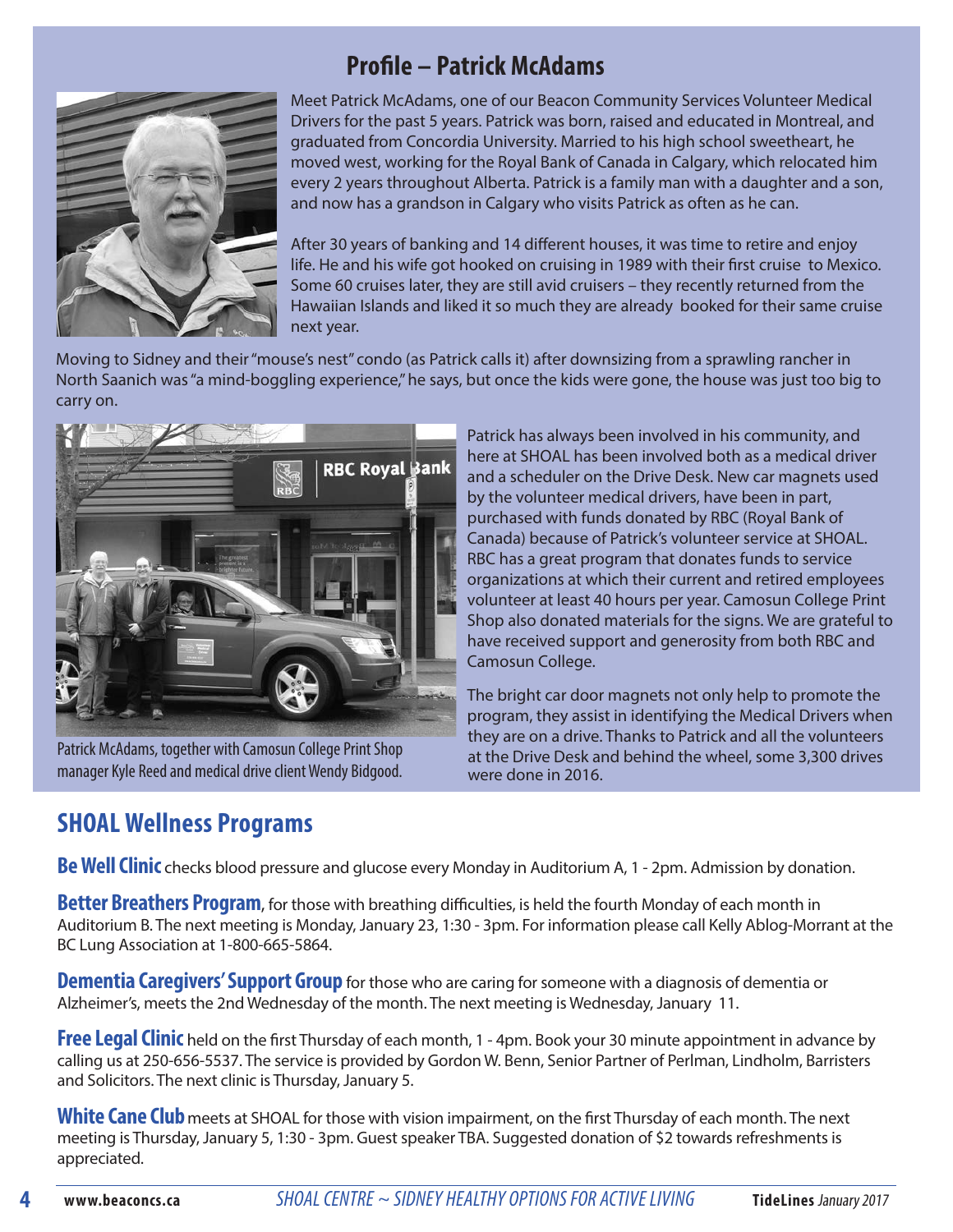## Profile – Patrick McAdams

Meet Patrick McAdams, one of our Beacon Community Services Volunteer Medical Drivers for the past 5 years. Patrick was born, raised and educated in Montreal, and graduated from Concordia University. Married to his high school sweetheart, he moved west, working for the Royal Bank of Canada in Calgary, which relocated him every 2 years throughout Alberta. Patrick is a family man with a daughter and a son, and now has a grandson in Calgary who visits Patrick as often as he can.

After 30 years of banking and 14 different houses, it was time to retire and enjoy life. He and his wife got hooked on cruising in 1989 with their first cruise to Mexico. Some 60 cruises later, they are still avid cruisers – they recently returned from the Hawaiian Islands and liked it so much they are already booked for their same cruise next year.

Moving to Sidney and their "mouse's nest" condo (as Patrick calls it) after downsizing from a sprawling rancher in North Saanich was "a mind-boggling experience," he says, but once the kids were gone, the house was just too big to carry on.

Patrick McAdams, together with Camosun College Print Shop manager Kyle Reed and medical drive client Wendy Bidgood.

Patrick has always been involved in his community, and here at SHOAL has been involved both as a medical driver and a scheduler on the Drive Desk. New car magnets used by the volunteer medical drivers, have been in part, purchased with funds donated by RBC (Royal Bank of Canada) because of Patrick's volunteer service at SHOAL. RBC has a great program that donates funds to service organizations at which their current and retired employees volunteer at least 40 hours per year. Camosun College Print Shop also donated materials for the signs. We are grateful to have received support and generosity from both RBC and Camosun College.

The bright car door magnets not only help to promote the program, they assist in identifying the Medical Drivers when they are on a drive. Thanks to Patrick and all the volunteers at the Drive Desk and behind the wheel, some 3,300 drives were done in 2016.

## SHOAL Wellness Programs

**Be Well Clinic** checks blood pressure and glucose every Monday in Auditorium A, 1 - 2pm. Admission by donation.

**Better Breathers Program**, for those with breathing difficulties, is held the fourth Monday of each month in Auditorium B. The next meeting is Monday, January 23, 1:30 - 3pm. For information please call Kelly Ablog-Morrant at the BC Lung Association at 1-800-665-5864.

**Dementia Caregivers' Support Group** for those who are caring for someone with a diagnosis of dementia or Alzheimer's, meets the 2nd Wednesday of the month. The next meeting is Wednesday, January 11.

**Free Legal Clinic** held on the first Thursday of each month, 1 - 4pm. Book your 30 minute appointment in advance by calling us at 250-656-5537. The service is provided by Gordon W. Benn, Senior Partner of Perlman, Lindholm, Barristers and Solicitors. The next clinic is Thursday, January 5.

**White Cane Club** meets at SHOAL for those with vision impairment, on the first Thursday of each month. The next meeting is Thursday, January 5, 1:30 - 3pm. Guest speaker TBA. Suggested donation of $2 towards refreshments is appreciated.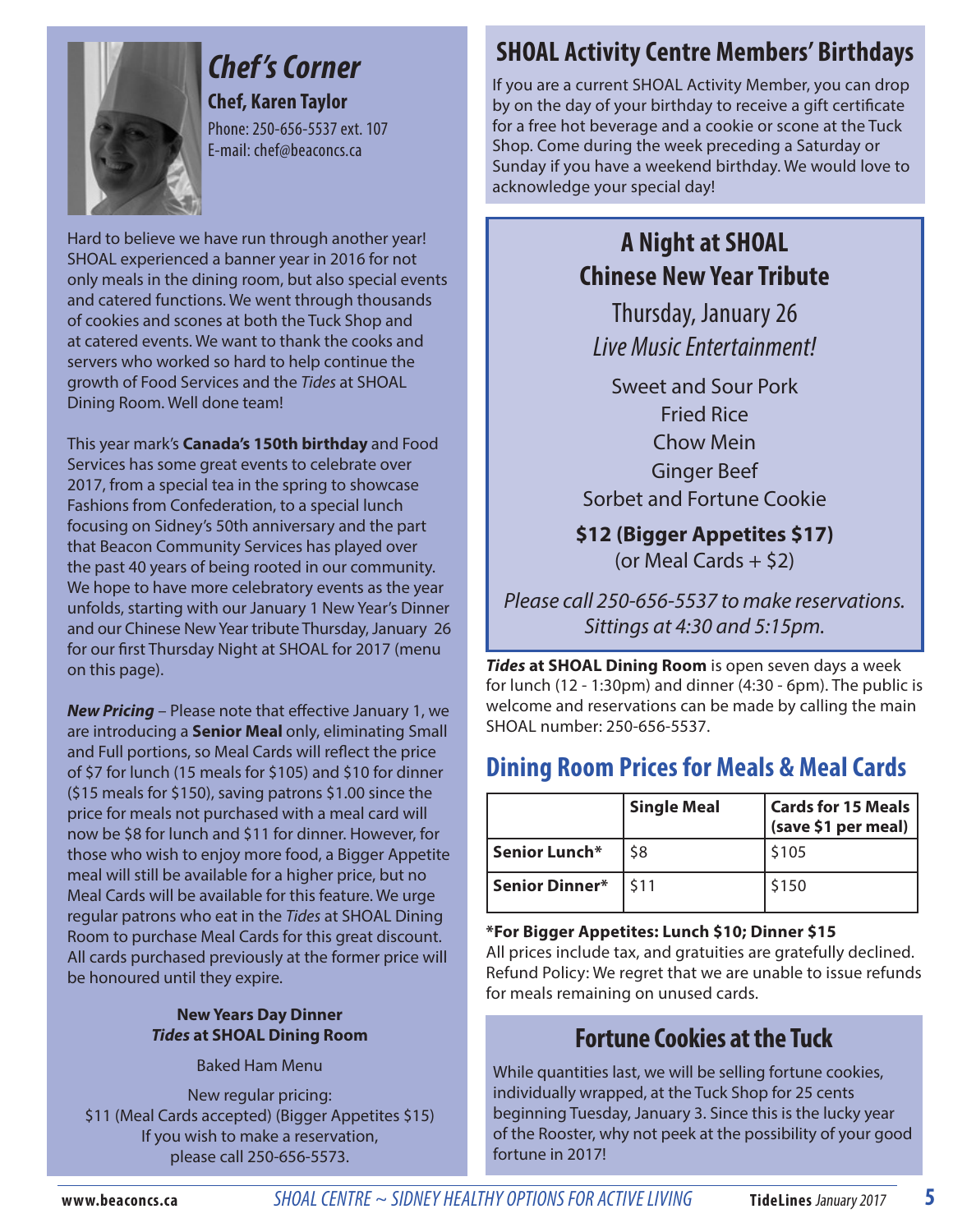## Chef's Corner

**Chef, Karen Taylor**

Phone: 250-656-5537 ext. 107
E-mail: chef@beaconcs.ca

Hard to believe we have run through another year! SHOAL experienced a banner year in 2016 for not only meals in the dining room, but also special events and catered functions. We went through thousands of cookies and scones at both the Tuck Shop and at catered events. We want to thank the cooks and servers who worked so hard to help continue the growth of Food Services and the *Tides* at SHOAL Dining Room. Well done team!

This year mark's **Canada's 150th birthday** and Food Services has some great events to celebrate over 2017, from a special tea in the spring to showcase Fashions from Confederation, to a special lunch focusing on Sidney's 50th anniversary and the part that Beacon Community Services has played over the past 40 years of being rooted in our community. We hope to have more celebratory events as the year unfolds, starting with our January 1 New Year's Dinner and our Chinese New Year tribute Thursday, January 26 for our first Thursday Night at SHOAL for 2017 (menu on this page).

***New Pricing*** – Please note that effective January 1, we are introducing a **Senior Meal** only, eliminating Small and Full portions, so Meal Cards will reflect the price of $7 for lunch (15 meals for $105) and $10 for dinner ($15 meals for $150), saving patrons $1.00 since the price for meals not purchased with a meal card will now be $8 for lunch and $11 for dinner. However, for those who wish to enjoy more food, a Bigger Appetite meal will still be available for a higher price, but no Meal Cards will be available for this feature. We urge regular patrons who eat in the *Tides* at SHOAL Dining Room to purchase Meal Cards for this great discount. All cards purchased previously at the former price will be honoured until they expire.

**New Years Day Dinner**
***Tides* at SHOAL Dining Room**

Baked Ham Menu

New regular pricing:
$11 (Meal Cards accepted) (Bigger Appetites $15)
If you wish to make a reservation,
please call 250-656-5573.

## SHOAL Activity Centre Members' Birthdays

If you are a current SHOAL Activity Member, you can drop by on the day of your birthday to receive a gift certificate for a free hot beverage and a cookie or scone at the Tuck Shop. Come during the week preceding a Saturday or Sunday if you have a weekend birthday. We would love to acknowledge your special day!

## A Night at SHOAL
## Chinese New Year Tribute

Thursday, January 26
*Live Music Entertainment!*

Sweet and Sour Pork
Fried Rice
Chow Mein
Ginger Beef
Sorbet and Fortune Cookie

**$12 (Bigger Appetites $17)**
(or Meal Cards + $2)

*Please call 250-656-5537 to make reservations.*
*Sittings at 4:30 and 5:15pm.*

***Tides* at SHOAL Dining Room** is open seven days a week for lunch (12 - 1:30pm) and dinner (4:30 - 6pm). The public is welcome and reservations can be made by calling the main SHOAL number: 250-656-5537.

## Dining Room Prices for Meals & Meal Cards

| | Single Meal | Cards for 15 Meals (save $1 per meal) |
|---|---|---|
| **Senior Lunch*** | $8 | $105 |
| **Senior Dinner*** | $11 | $150 |

***For Bigger Appetites: Lunch $10; Dinner $15**

All prices include tax, and gratuities are gratefully declined. Refund Policy: We regret that we are unable to issue refunds for meals remaining on unused cards.

## Fortune Cookies at the Tuck

While quantities last, we will be selling fortune cookies, individually wrapped, at the Tuck Shop for 25 cents beginning Tuesday, January 3. Since this is the lucky year of the Rooster, why not peek at the possibility of your good fortune in 2017!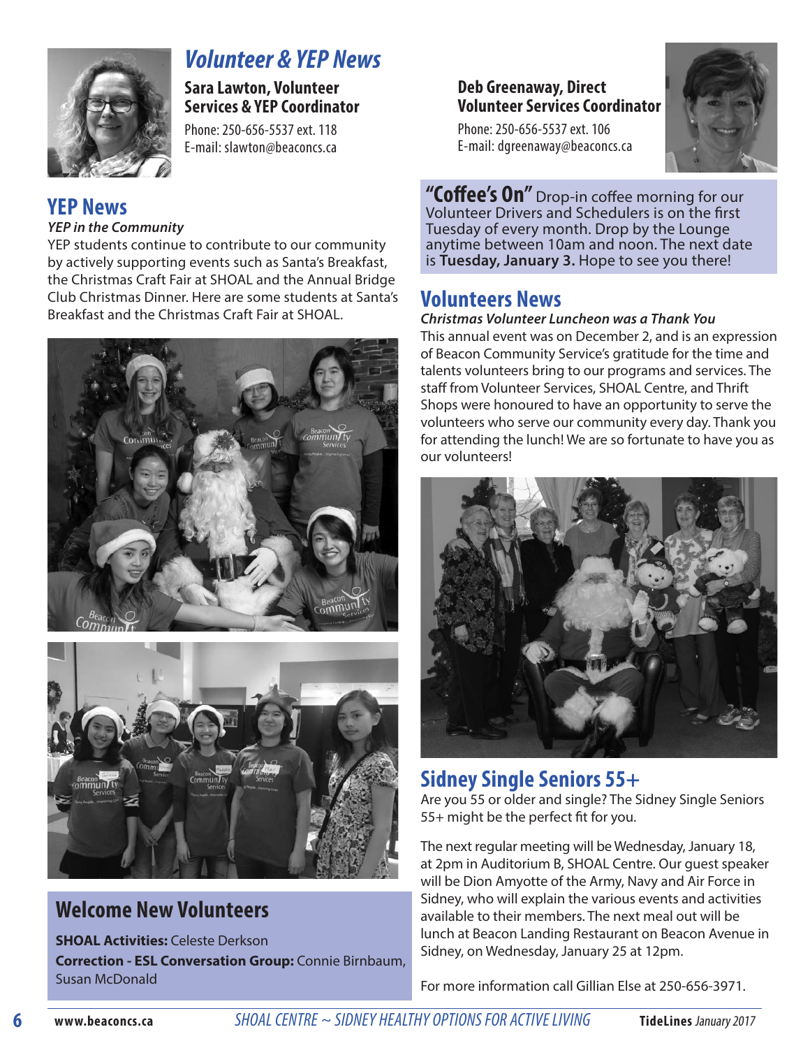# Volunteer & YEP News

**Sara Lawton, Volunteer Services & YEP Coordinator**

Phone: 250-656-5537 ext. 118
E-mail: slawton@beaconcs.ca

**Deb Greenaway, Direct Volunteer Services Coordinator**

Phone: 250-656-5537 ext. 106
E-mail: dgreenaway@beaconcs.ca

## YEP News

***YEP in the Community***

YEP students continue to contribute to our community by actively supporting events such as Santa's Breakfast, the Christmas Craft Fair at SHOAL and the Annual Bridge Club Christmas Dinner. Here are some students at Santa's Breakfast and the Christmas Craft Fair at SHOAL.

## Welcome New Volunteers

**SHOAL Activities:** Celeste Derkson

**Correction - ESL Conversation Group:** Connie Birnbaum, Susan McDonald

**"Coffee's On"** Drop-in coffee morning for our Volunteer Drivers and Schedulers is on the first Tuesday of every month. Drop by the Lounge anytime between 10am and noon. The next date is **Tuesday, January 3.** Hope to see you there!

## Volunteers News

***Christmas Volunteer Luncheon was a Thank You***

This annual event was on December 2, and is an expression of Beacon Community Service's gratitude for the time and talents volunteers bring to our programs and services. The staff from Volunteer Services, SHOAL Centre, and Thrift Shops were honoured to have an opportunity to serve the volunteers who serve our community every day. Thank you for attending the lunch! We are so fortunate to have you as our volunteers!

## Sidney Single Seniors 55+

Are you 55 or older and single? The Sidney Single Seniors 55+ might be the perfect fit for you.

The next regular meeting will be Wednesday, January 18, at 2pm in Auditorium B, SHOAL Centre. Our guest speaker will be Dion Amyotte of the Army, Navy and Air Force in Sidney, who will explain the various events and activities available to their members. The next meal out will be lunch at Beacon Landing Restaurant on Beacon Avenue in Sidney, on Wednesday, January 25 at 12pm.

For more information call Gillian Else at 250-656-3971.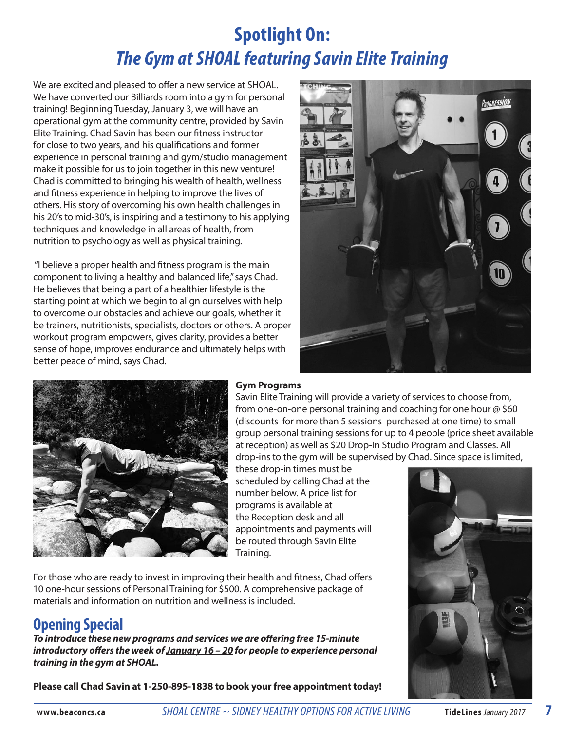# Spotlight On:

# *The Gym at SHOAL featuring Savin Elite Training*

We are excited and pleased to offer a new service at SHOAL. We have converted our Billiards room into a gym for personal training! Beginning Tuesday, January 3, we will have an operational gym at the community centre, provided by Savin Elite Training. Chad Savin has been our fitness instructor for close to two years, and his qualifications and former experience in personal training and gym/studio management make it possible for us to join together in this new venture! Chad is committed to bringing his wealth of health, wellness and fitness experience in helping to improve the lives of others. His story of overcoming his own health challenges in his 20's to mid-30's, is inspiring and a testimony to his applying techniques and knowledge in all areas of health, from nutrition to psychology as well as physical training.

"I believe a proper health and fitness program is the main component to living a healthy and balanced life," says Chad. He believes that being a part of a healthier lifestyle is the starting point at which we begin to align ourselves with help to overcome our obstacles and achieve our goals, whether it be trainers, nutritionists, specialists, doctors or others. A proper workout program empowers, gives clarity, provides a better sense of hope, improves endurance and ultimately helps with better peace of mind, says Chad.

**Gym Programs**

Savin Elite Training will provide a variety of services to choose from, from one-on-one personal training and coaching for one hour @ $60 (discounts for more than 5 sessions purchased at one time) to small group personal training sessions for up to 4 people (price sheet available at reception) as well as $20 Drop-In Studio Program and Classes. All drop-ins to the gym will be supervised by Chad. Since space is limited, these drop-in times must be scheduled by calling Chad at the number below. A price list for programs is available at the Reception desk and all appointments and payments will be routed through Savin Elite Training.

For those who are ready to invest in improving their health and fitness, Chad offers 10 one-hour sessions of Personal Training for $500. A comprehensive package of materials and information on nutrition and wellness is included.

## Opening Special

***To introduce these new programs and services we are offering free 15-minute introductory offers the week of <u>January 16 – 20</u> for people to experience personal training in the gym at SHOAL.***

**Please call Chad Savin at 1-250-895-1838 to book your free appointment today!**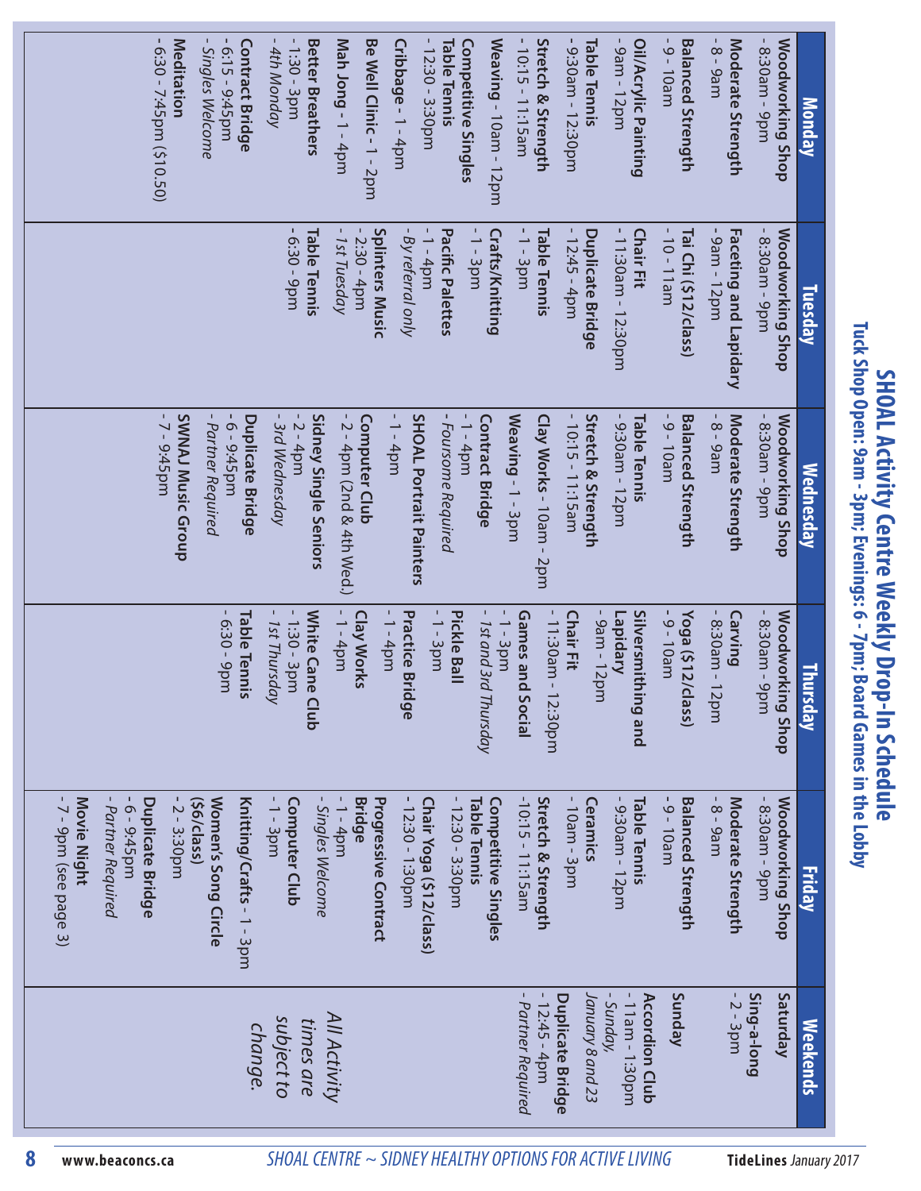# SHOAL Activity Centre Weekly Drop-In Schedule

**Tuck Shop Open: 9am - 3pm; Evenings: 6 - 7pm; Board Games in the Lobby**

| Monday | Tuesday | Wednesday | Thursday | Friday | Weekends |
|---|---|---|---|---|---|
| **Woodworking Shop** - 8:30am - 9pm<br>**Moderate Strength** - 8 - 9am<br>**Balanced Strength** - 9 - 10am<br>**Oil/Acrylic Painting** - 9am - 12pm<br>**Table Tennis** - 9:30am - 12:30pm<br>**Stretch & Strength** - 10:15 - 11:15am<br>**Weaving** - 10am - 12pm<br>**Competitive Singles Table Tennis** - 12:30 - 3:30pm<br>**Cribbage** - 1 - 4pm<br>**Be Well Clinic** - 1 - 2pm<br>**Mah Jong** - 1 - 4pm<br>**Better Breathers** - 1:30 - 3pm - *4th Monday*<br>**Contract Bridge** - 6:15 - 9:45pm - *Singles Welcome*<br>**Meditation** - 6:30 - 7:45pm ($10.50) | **Woodworking Shop** - 8:30am - 9pm<br>**Faceting and Lapidary** - 9am - 12pm<br>**Tai Chi ($12/class)** - 10 - 11am<br>**Chair Fit** - 11:30am - 12:30pm<br>**Duplicate Bridge** - 12:45 - 4pm<br>**Table Tennis** - 1 - 3pm<br>**Crafts/Knitting** - 1 - 3pm<br>**Pacific Palettes** - 1 - 4pm - *By referral only*<br>**Splinters Music** - 2:30 - 4pm - *1st Tuesday*<br>**Table Tennis** - 6:30 - 9pm | **Woodworking Shop** - 8:30am - 9pm<br>**Moderate Strength** - 8 - 9am<br>**Balanced Strength** - 9 - 10am<br>**Table Tennis** - 9:30am - 12pm<br>**Stretch & Strength** - 10:15 - 11:15am<br>**Clay Works** - 10am - 2pm<br>**Weaving** - 1 - 3pm<br>**Contract Bridge** - 1 - 4pm - *Foursome Required*<br>**SHOAL Portrait Painters** - 1 - 4pm<br>**Computer Club** - 2 - 4pm (2nd & 4th Wed.)<br>**Sidney Single Seniors** - 2 - 4pm - *3rd Wednesday*<br>**Duplicate Bridge** - 6 - 9:45pm - *Partner Required*<br>**SWNAJ Music Group** - 7 - 9:45pm | **Woodworking Shop** - 8:30am - 9pm<br>**Carving** - 8:30am - 12pm<br>**Yoga ($12/class)** - 9 - 10am<br>**Silversmithing and Lapidary** - 9am - 12pm<br>**Chair Fit** - 11:30am - 12:30pm<br>**Games and Social** - 1 - 3pm - *1st and 3rd Thursday*<br>**Pickle Ball** - 1 - 3pm<br>**Practice Bridge** - 1 - 4pm<br>**Clay Works** - 1 - 4pm<br>**White Cane Club** - 1:30 - 3pm - *1st Thursday*<br>**Table Tennis** - 6:30 - 9pm | **Woodworking Shop** - 8:30am - 9pm<br>**Moderate Strength** - 8 - 9am<br>**Balanced Strength** - 9 - 10am<br>**Table Tennis** - 9:30am - 12pm<br>**Ceramics** - 10am - 3pm<br>**Stretch & Strength** - 10:15 - 11:15am<br>**Competitive Singles Table Tennis** - 12:30 - 3:30pm<br>**Chair Yoga ($12/class)** - 12:30 - 1:30pm<br>**Progressive Contract Bridge** - 1 - 4pm - *Singles Welcome*<br>**Computer Club** - 1 - 3pm<br>**Knitting/Crafts** - 1 - 3pm<br>**Women's Song Circle ($6/class)** - 2 - 3:30pm<br>**Duplicate Bridge** - 6 - 9:45pm - *Partner Required*<br>**Movie Night** - 7 - 9pm (see page 3) | **Saturday**<br>**Sing-a-long** - 2 - 3pm<br>**Sunday**<br>**Accordion Club** - 11am - 1:30pm - *Sunday, January 8 and 23*<br>**Duplicate Bridge** - 12:45 - 4pm - *Partner Required*<br>*All Activity times are subject to change.* |

www.beaconcs.ca

SHOAL CENTRE ~ SIDNEY HEALTHY OPTIONS FOR ACTIVE LIVING

TideLines *January 2017*